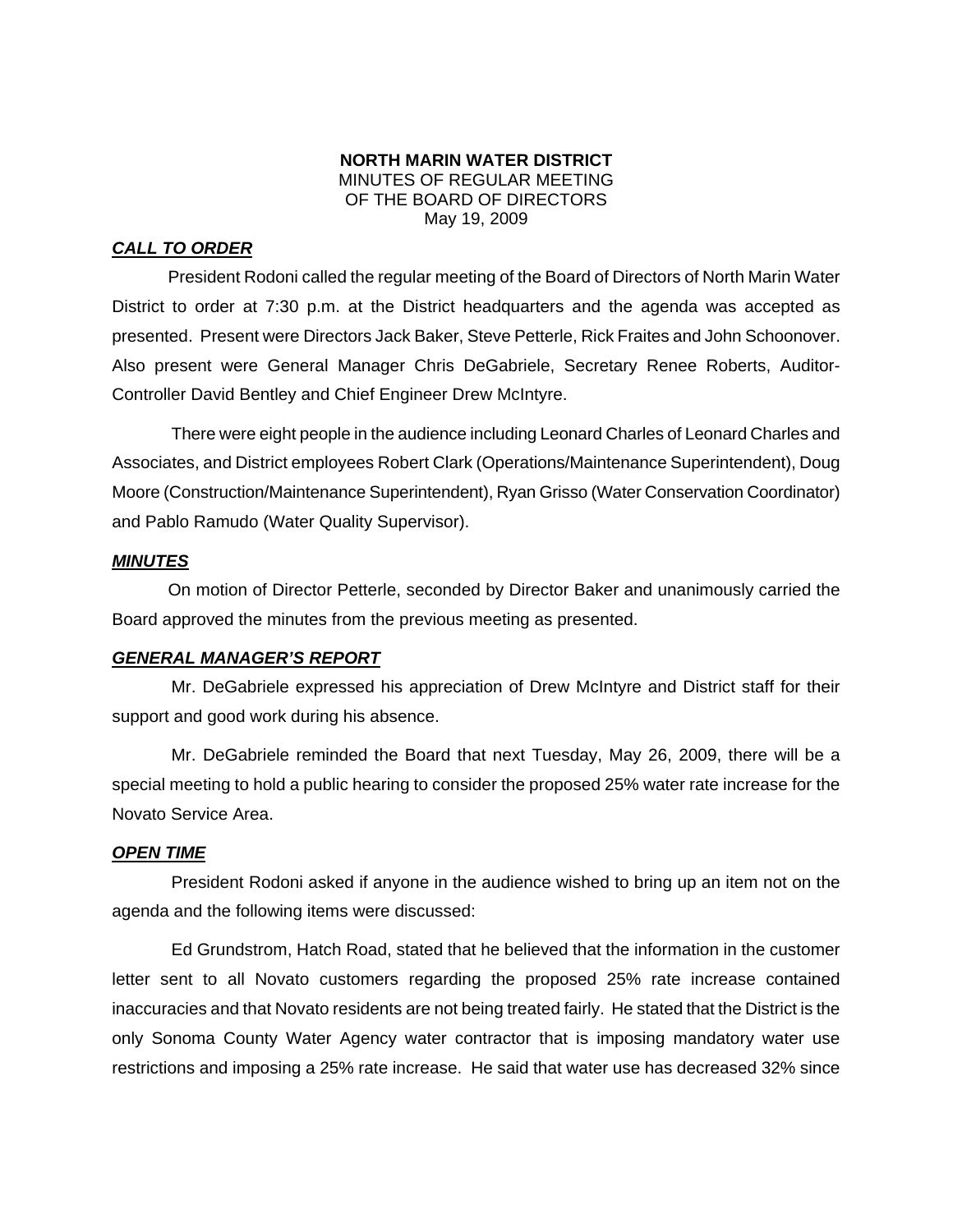**NORTH MARIN WATER DISTRICT**
MINUTES OF REGULAR MEETING
OF THE BOARD OF DIRECTORS
May 19, 2009

***CALL TO ORDER***

President Rodoni called the regular meeting of the Board of Directors of North Marin Water District to order at 7:30 p.m. at the District headquarters and the agenda was accepted as presented. Present were Directors Jack Baker, Steve Petterle, Rick Fraites and John Schoonover. Also present were General Manager Chris DeGabriele, Secretary Renee Roberts, Auditor-Controller David Bentley and Chief Engineer Drew McIntyre.

There were eight people in the audience including Leonard Charles of Leonard Charles and Associates, and District employees Robert Clark (Operations/Maintenance Superintendent), Doug Moore (Construction/Maintenance Superintendent), Ryan Grisso (Water Conservation Coordinator) and Pablo Ramudo (Water Quality Supervisor).

***MINUTES***

On motion of Director Petterle, seconded by Director Baker and unanimously carried the Board approved the minutes from the previous meeting as presented.

***GENERAL MANAGER'S REPORT***

Mr. DeGabriele expressed his appreciation of Drew McIntyre and District staff for their support and good work during his absence.

Mr. DeGabriele reminded the Board that next Tuesday, May 26, 2009, there will be a special meeting to hold a public hearing to consider the proposed 25% water rate increase for the Novato Service Area.

***OPEN TIME***

President Rodoni asked if anyone in the audience wished to bring up an item not on the agenda and the following items were discussed:

Ed Grundstrom, Hatch Road, stated that he believed that the information in the customer letter sent to all Novato customers regarding the proposed 25% rate increase contained inaccuracies and that Novato residents are not being treated fairly. He stated that the District is the only Sonoma County Water Agency water contractor that is imposing mandatory water use restrictions and imposing a 25% rate increase. He said that water use has decreased 32% since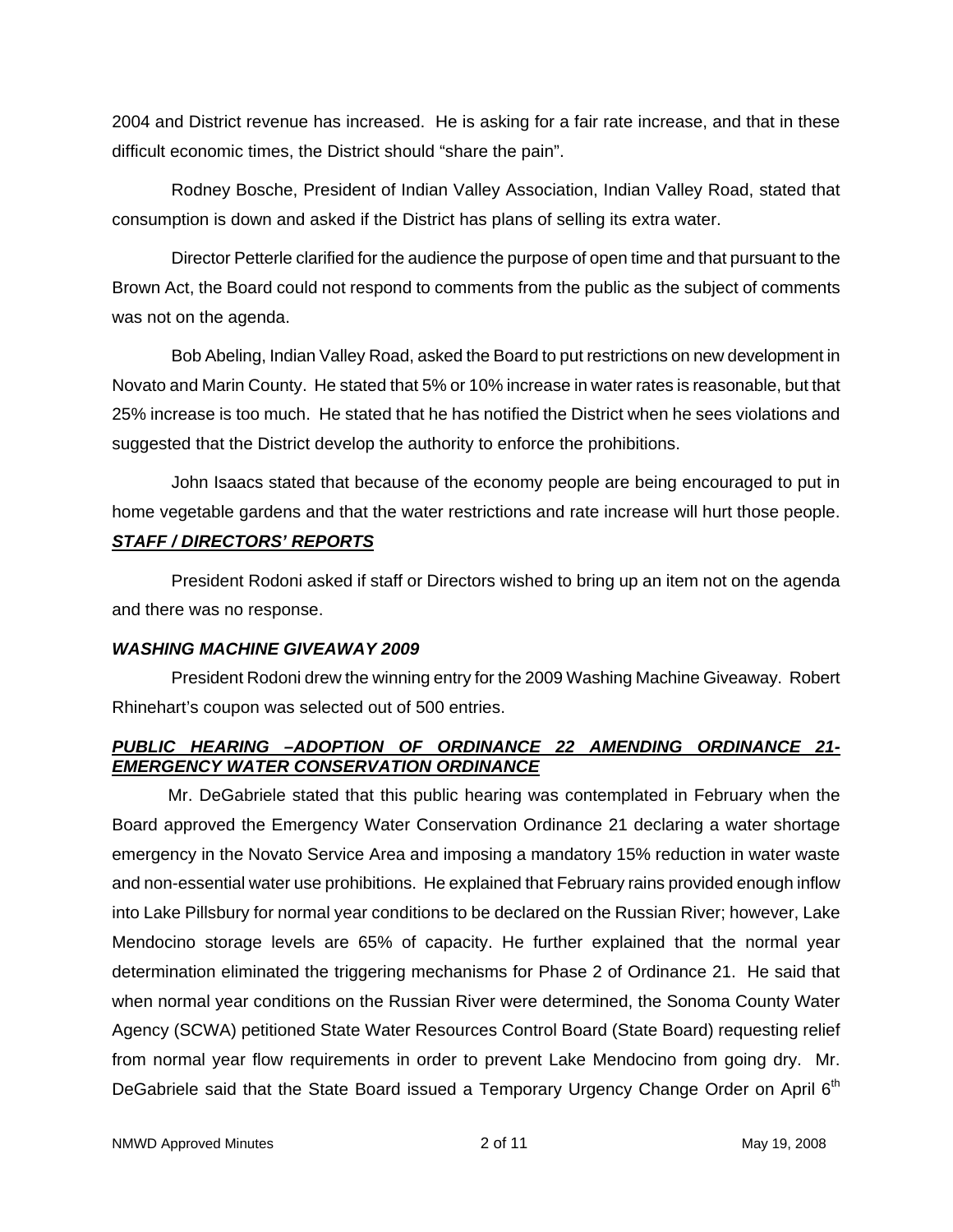2004 and District revenue has increased. He is asking for a fair rate increase, and that in these difficult economic times, the District should "share the pain".

Rodney Bosche, President of Indian Valley Association, Indian Valley Road, stated that consumption is down and asked if the District has plans of selling its extra water.

Director Petterle clarified for the audience the purpose of open time and that pursuant to the Brown Act, the Board could not respond to comments from the public as the subject of comments was not on the agenda.

Bob Abeling, Indian Valley Road, asked the Board to put restrictions on new development in Novato and Marin County. He stated that 5% or 10% increase in water rates is reasonable, but that 25% increase is too much. He stated that he has notified the District when he sees violations and suggested that the District develop the authority to enforce the prohibitions.

John Isaacs stated that because of the economy people are being encouraged to put in home vegetable gardens and that the water restrictions and rate increase will hurt those people.

***STAFF / DIRECTORS' REPORTS***

President Rodoni asked if staff or Directors wished to bring up an item not on the agenda and there was no response.

***WASHING MACHINE GIVEAWAY 2009***

President Rodoni drew the winning entry for the 2009 Washing Machine Giveaway. Robert Rhinehart's coupon was selected out of 500 entries.

***PUBLIC HEARING –ADOPTION OF ORDINANCE 22 AMENDING ORDINANCE 21-EMERGENCY WATER CONSERVATION ORDINANCE***

Mr. DeGabriele stated that this public hearing was contemplated in February when the Board approved the Emergency Water Conservation Ordinance 21 declaring a water shortage emergency in the Novato Service Area and imposing a mandatory 15% reduction in water waste and non-essential water use prohibitions. He explained that February rains provided enough inflow into Lake Pillsbury for normal year conditions to be declared on the Russian River; however, Lake Mendocino storage levels are 65% of capacity. He further explained that the normal year determination eliminated the triggering mechanisms for Phase 2 of Ordinance 21. He said that when normal year conditions on the Russian River were determined, the Sonoma County Water Agency (SCWA) petitioned State Water Resources Control Board (State Board) requesting relief from normal year flow requirements in order to prevent Lake Mendocino from going dry. Mr. DeGabriele said that the State Board issued a Temporary Urgency Change Order on April 6th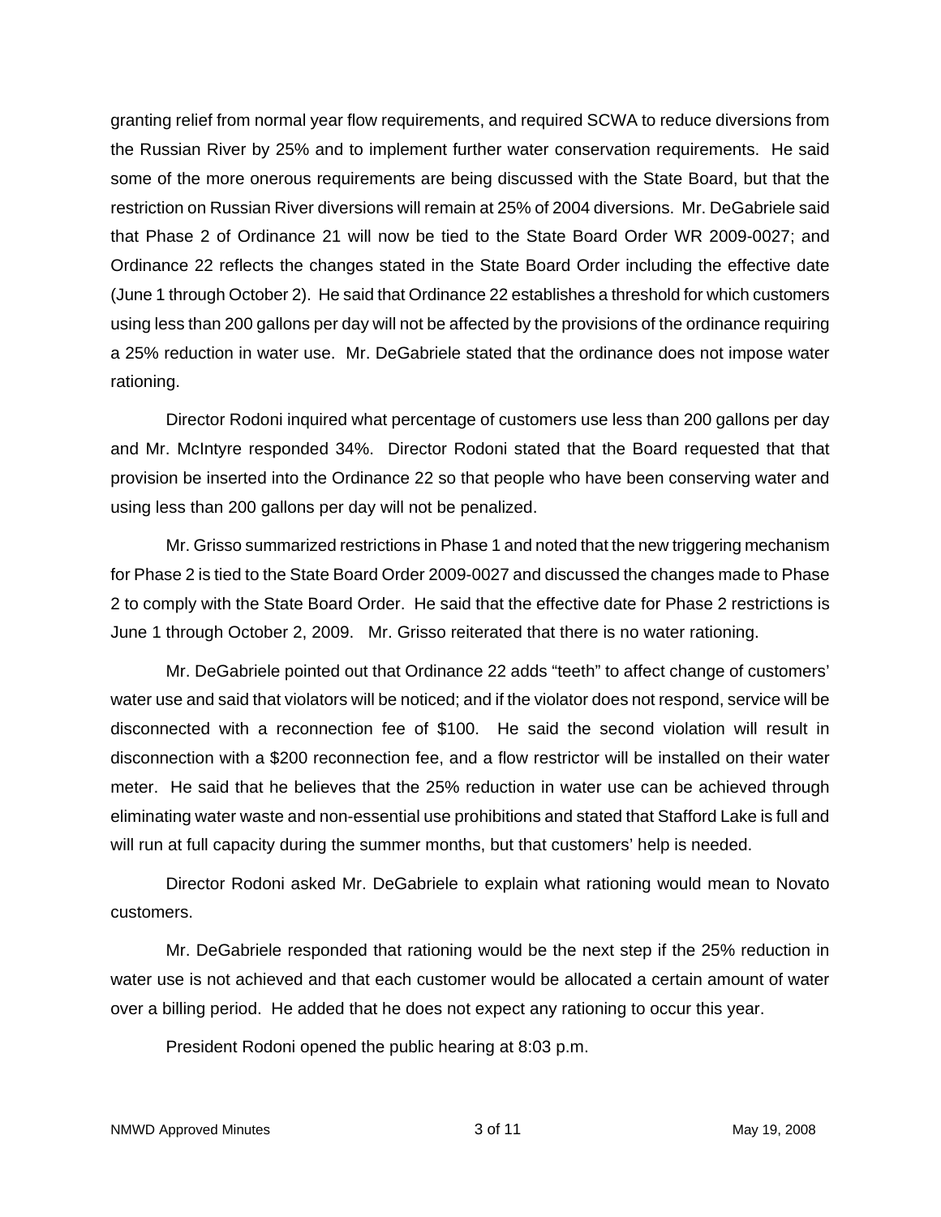granting relief from normal year flow requirements, and required SCWA to reduce diversions from the Russian River by 25% and to implement further water conservation requirements. He said some of the more onerous requirements are being discussed with the State Board, but that the restriction on Russian River diversions will remain at 25% of 2004 diversions. Mr. DeGabriele said that Phase 2 of Ordinance 21 will now be tied to the State Board Order WR 2009-0027; and Ordinance 22 reflects the changes stated in the State Board Order including the effective date (June 1 through October 2). He said that Ordinance 22 establishes a threshold for which customers using less than 200 gallons per day will not be affected by the provisions of the ordinance requiring a 25% reduction in water use. Mr. DeGabriele stated that the ordinance does not impose water rationing.

Director Rodoni inquired what percentage of customers use less than 200 gallons per day and Mr. McIntyre responded 34%. Director Rodoni stated that the Board requested that that provision be inserted into the Ordinance 22 so that people who have been conserving water and using less than 200 gallons per day will not be penalized.

Mr. Grisso summarized restrictions in Phase 1 and noted that the new triggering mechanism for Phase 2 is tied to the State Board Order 2009-0027 and discussed the changes made to Phase 2 to comply with the State Board Order. He said that the effective date for Phase 2 restrictions is June 1 through October 2, 2009. Mr. Grisso reiterated that there is no water rationing.

Mr. DeGabriele pointed out that Ordinance 22 adds "teeth" to affect change of customers' water use and said that violators will be noticed; and if the violator does not respond, service will be disconnected with a reconnection fee of $100. He said the second violation will result in disconnection with a $200 reconnection fee, and a flow restrictor will be installed on their water meter. He said that he believes that the 25% reduction in water use can be achieved through eliminating water waste and non-essential use prohibitions and stated that Stafford Lake is full and will run at full capacity during the summer months, but that customers' help is needed.

Director Rodoni asked Mr. DeGabriele to explain what rationing would mean to Novato customers.

Mr. DeGabriele responded that rationing would be the next step if the 25% reduction in water use is not achieved and that each customer would be allocated a certain amount of water over a billing period. He added that he does not expect any rationing to occur this year.

President Rodoni opened the public hearing at 8:03 p.m.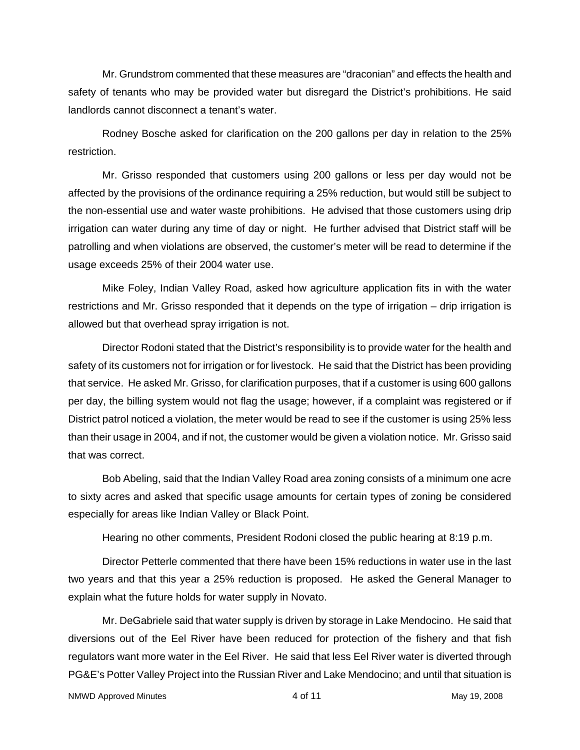Mr. Grundstrom commented that these measures are "draconian" and effects the health and safety of tenants who may be provided water but disregard the District's prohibitions. He said landlords cannot disconnect a tenant's water.

Rodney Bosche asked for clarification on the 200 gallons per day in relation to the 25% restriction.

Mr. Grisso responded that customers using 200 gallons or less per day would not be affected by the provisions of the ordinance requiring a 25% reduction, but would still be subject to the non-essential use and water waste prohibitions. He advised that those customers using drip irrigation can water during any time of day or night. He further advised that District staff will be patrolling and when violations are observed, the customer's meter will be read to determine if the usage exceeds 25% of their 2004 water use.

Mike Foley, Indian Valley Road, asked how agriculture application fits in with the water restrictions and Mr. Grisso responded that it depends on the type of irrigation – drip irrigation is allowed but that overhead spray irrigation is not.

Director Rodoni stated that the District's responsibility is to provide water for the health and safety of its customers not for irrigation or for livestock. He said that the District has been providing that service. He asked Mr. Grisso, for clarification purposes, that if a customer is using 600 gallons per day, the billing system would not flag the usage; however, if a complaint was registered or if District patrol noticed a violation, the meter would be read to see if the customer is using 25% less than their usage in 2004, and if not, the customer would be given a violation notice. Mr. Grisso said that was correct.

Bob Abeling, said that the Indian Valley Road area zoning consists of a minimum one acre to sixty acres and asked that specific usage amounts for certain types of zoning be considered especially for areas like Indian Valley or Black Point.

Hearing no other comments, President Rodoni closed the public hearing at 8:19 p.m.

Director Petterle commented that there have been 15% reductions in water use in the last two years and that this year a 25% reduction is proposed. He asked the General Manager to explain what the future holds for water supply in Novato.

Mr. DeGabriele said that water supply is driven by storage in Lake Mendocino. He said that diversions out of the Eel River have been reduced for protection of the fishery and that fish regulators want more water in the Eel River. He said that less Eel River water is diverted through PG&E's Potter Valley Project into the Russian River and Lake Mendocino; and until that situation is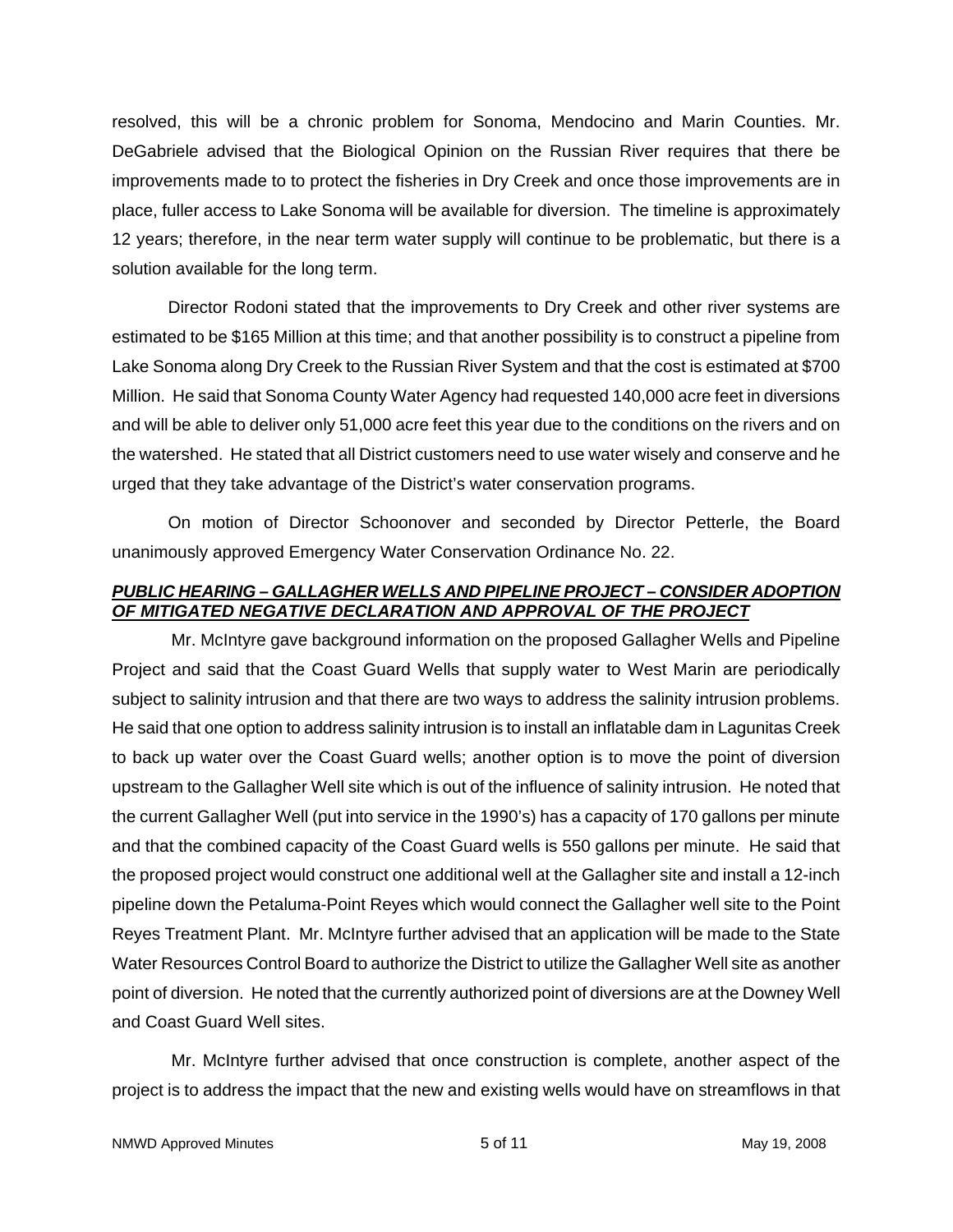resolved, this will be a chronic problem for Sonoma, Mendocino and Marin Counties. Mr. DeGabriele advised that the Biological Opinion on the Russian River requires that there be improvements made to to protect the fisheries in Dry Creek and once those improvements are in place, fuller access to Lake Sonoma will be available for diversion. The timeline is approximately 12 years; therefore, in the near term water supply will continue to be problematic, but there is a solution available for the long term.

Director Rodoni stated that the improvements to Dry Creek and other river systems are estimated to be $165 Million at this time; and that another possibility is to construct a pipeline from Lake Sonoma along Dry Creek to the Russian River System and that the cost is estimated at $700 Million. He said that Sonoma County Water Agency had requested 140,000 acre feet in diversions and will be able to deliver only 51,000 acre feet this year due to the conditions on the rivers and on the watershed. He stated that all District customers need to use water wisely and conserve and he urged that they take advantage of the District's water conservation programs.

On motion of Director Schoonover and seconded by Director Petterle, the Board unanimously approved Emergency Water Conservation Ordinance No. 22.

***PUBLIC HEARING – GALLAGHER WELLS AND PIPELINE PROJECT – CONSIDER ADOPTION OF MITIGATED NEGATIVE DECLARATION AND APPROVAL OF THE PROJECT***

Mr. McIntyre gave background information on the proposed Gallagher Wells and Pipeline Project and said that the Coast Guard Wells that supply water to West Marin are periodically subject to salinity intrusion and that there are two ways to address the salinity intrusion problems. He said that one option to address salinity intrusion is to install an inflatable dam in Lagunitas Creek to back up water over the Coast Guard wells; another option is to move the point of diversion upstream to the Gallagher Well site which is out of the influence of salinity intrusion. He noted that the current Gallagher Well (put into service in the 1990's) has a capacity of 170 gallons per minute and that the combined capacity of the Coast Guard wells is 550 gallons per minute. He said that the proposed project would construct one additional well at the Gallagher site and install a 12-inch pipeline down the Petaluma-Point Reyes which would connect the Gallagher well site to the Point Reyes Treatment Plant. Mr. McIntyre further advised that an application will be made to the State Water Resources Control Board to authorize the District to utilize the Gallagher Well site as another point of diversion. He noted that the currently authorized point of diversions are at the Downey Well and Coast Guard Well sites.

Mr. McIntyre further advised that once construction is complete, another aspect of the project is to address the impact that the new and existing wells would have on streamflows in that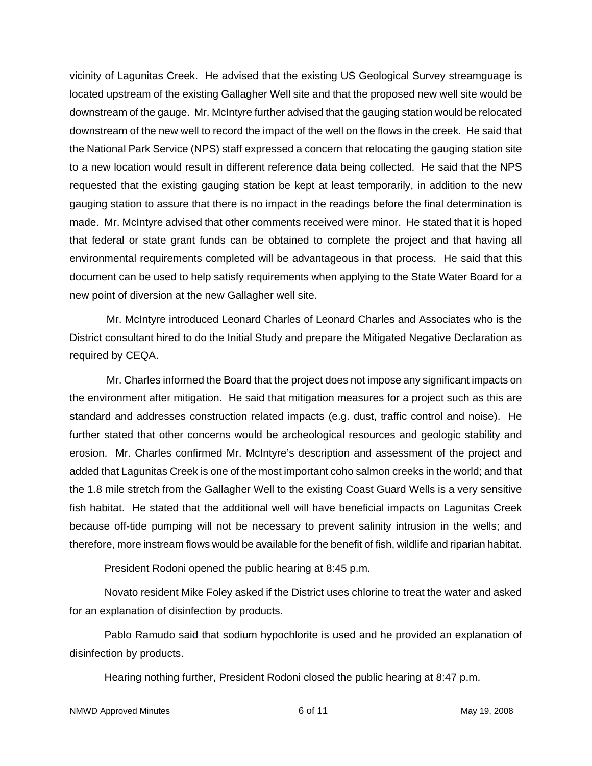vicinity of Lagunitas Creek. He advised that the existing US Geological Survey streamguage is located upstream of the existing Gallagher Well site and that the proposed new well site would be downstream of the gauge. Mr. McIntyre further advised that the gauging station would be relocated downstream of the new well to record the impact of the well on the flows in the creek. He said that the National Park Service (NPS) staff expressed a concern that relocating the gauging station site to a new location would result in different reference data being collected. He said that the NPS requested that the existing gauging station be kept at least temporarily, in addition to the new gauging station to assure that there is no impact in the readings before the final determination is made. Mr. McIntyre advised that other comments received were minor. He stated that it is hoped that federal or state grant funds can be obtained to complete the project and that having all environmental requirements completed will be advantageous in that process. He said that this document can be used to help satisfy requirements when applying to the State Water Board for a new point of diversion at the new Gallagher well site.

Mr. McIntyre introduced Leonard Charles of Leonard Charles and Associates who is the District consultant hired to do the Initial Study and prepare the Mitigated Negative Declaration as required by CEQA.

Mr. Charles informed the Board that the project does not impose any significant impacts on the environment after mitigation. He said that mitigation measures for a project such as this are standard and addresses construction related impacts (e.g. dust, traffic control and noise). He further stated that other concerns would be archeological resources and geologic stability and erosion. Mr. Charles confirmed Mr. McIntyre's description and assessment of the project and added that Lagunitas Creek is one of the most important coho salmon creeks in the world; and that the 1.8 mile stretch from the Gallagher Well to the existing Coast Guard Wells is a very sensitive fish habitat. He stated that the additional well will have beneficial impacts on Lagunitas Creek because off-tide pumping will not be necessary to prevent salinity intrusion in the wells; and therefore, more instream flows would be available for the benefit of fish, wildlife and riparian habitat.

President Rodoni opened the public hearing at 8:45 p.m.

Novato resident Mike Foley asked if the District uses chlorine to treat the water and asked for an explanation of disinfection by products.

Pablo Ramudo said that sodium hypochlorite is used and he provided an explanation of disinfection by products.

Hearing nothing further, President Rodoni closed the public hearing at 8:47 p.m.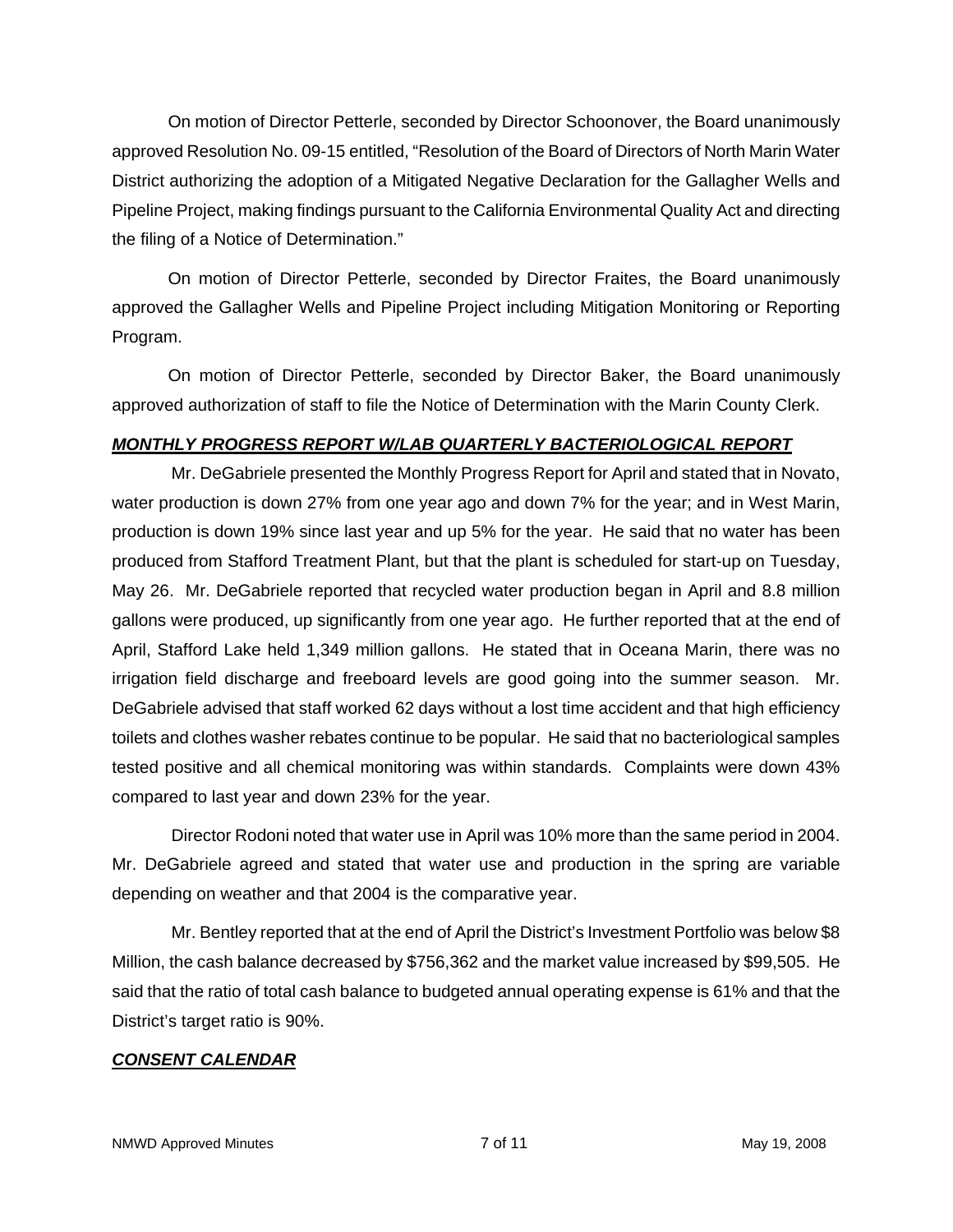On motion of Director Petterle, seconded by Director Schoonover, the Board unanimously approved Resolution No. 09-15 entitled, "Resolution of the Board of Directors of North Marin Water District authorizing the adoption of a Mitigated Negative Declaration for the Gallagher Wells and Pipeline Project, making findings pursuant to the California Environmental Quality Act and directing the filing of a Notice of Determination."

On motion of Director Petterle, seconded by Director Fraites, the Board unanimously approved the Gallagher Wells and Pipeline Project including Mitigation Monitoring or Reporting Program.

On motion of Director Petterle, seconded by Director Baker, the Board unanimously approved authorization of staff to file the Notice of Determination with the Marin County Clerk.

***MONTHLY PROGRESS REPORT W/LAB QUARTERLY BACTERIOLOGICAL REPORT***

Mr. DeGabriele presented the Monthly Progress Report for April and stated that in Novato, water production is down 27% from one year ago and down 7% for the year; and in West Marin, production is down 19% since last year and up 5% for the year. He said that no water has been produced from Stafford Treatment Plant, but that the plant is scheduled for start-up on Tuesday, May 26. Mr. DeGabriele reported that recycled water production began in April and 8.8 million gallons were produced, up significantly from one year ago. He further reported that at the end of April, Stafford Lake held 1,349 million gallons. He stated that in Oceana Marin, there was no irrigation field discharge and freeboard levels are good going into the summer season. Mr. DeGabriele advised that staff worked 62 days without a lost time accident and that high efficiency toilets and clothes washer rebates continue to be popular. He said that no bacteriological samples tested positive and all chemical monitoring was within standards. Complaints were down 43% compared to last year and down 23% for the year.

Director Rodoni noted that water use in April was 10% more than the same period in 2004. Mr. DeGabriele agreed and stated that water use and production in the spring are variable depending on weather and that 2004 is the comparative year.

Mr. Bentley reported that at the end of April the District's Investment Portfolio was below $8 Million, the cash balance decreased by $756,362 and the market value increased by $99,505. He said that the ratio of total cash balance to budgeted annual operating expense is 61% and that the District's target ratio is 90%.

***CONSENT CALENDAR***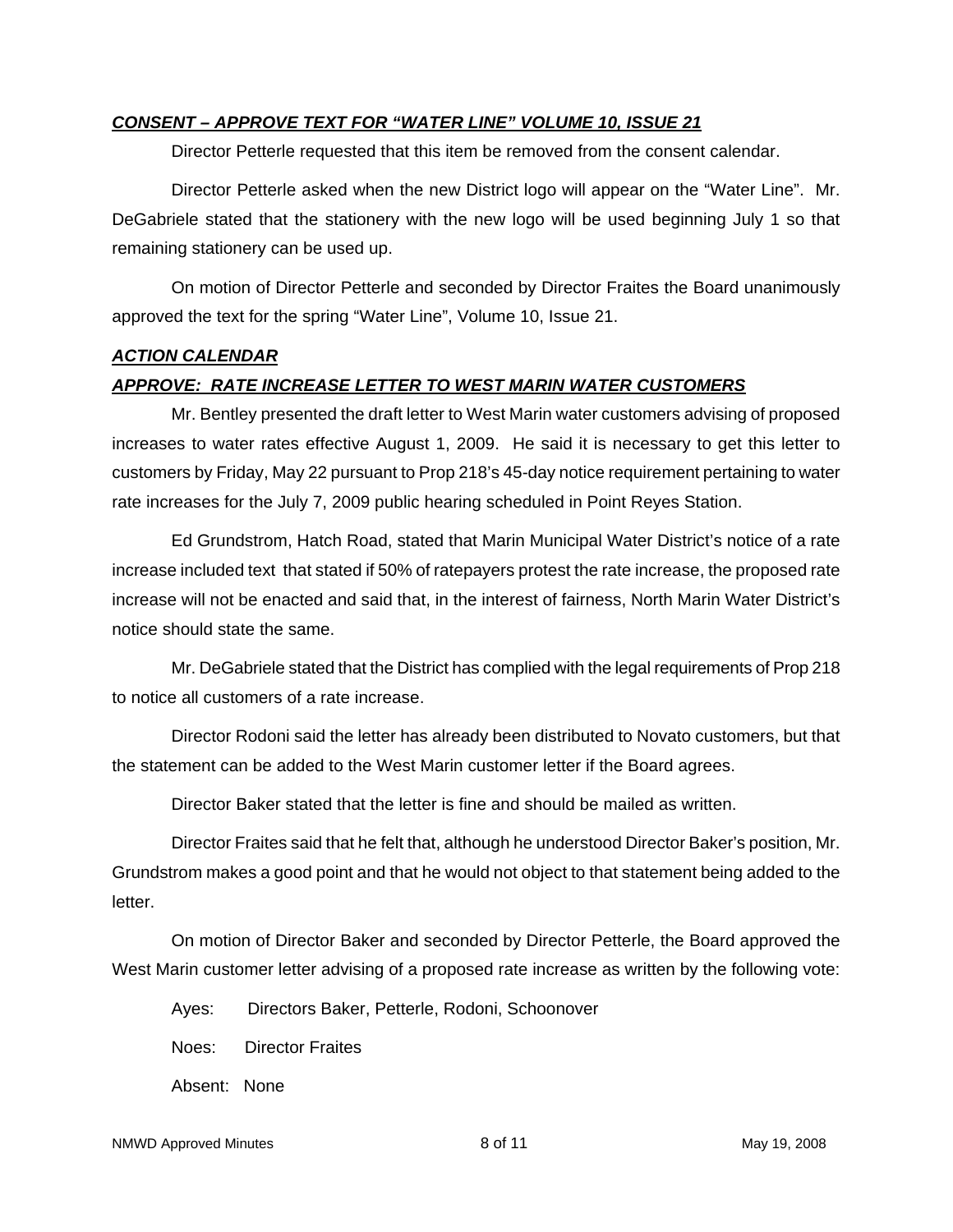***CONSENT – APPROVE TEXT FOR "WATER LINE" VOLUME 10, ISSUE 21***

Director Petterle requested that this item be removed from the consent calendar.

Director Petterle asked when the new District logo will appear on the "Water Line". Mr. DeGabriele stated that the stationery with the new logo will be used beginning July 1 so that remaining stationery can be used up.

On motion of Director Petterle and seconded by Director Fraites the Board unanimously approved the text for the spring "Water Line", Volume 10, Issue 21.

***ACTION CALENDAR***

***APPROVE: RATE INCREASE LETTER TO WEST MARIN WATER CUSTOMERS***

Mr. Bentley presented the draft letter to West Marin water customers advising of proposed increases to water rates effective August 1, 2009. He said it is necessary to get this letter to customers by Friday, May 22 pursuant to Prop 218's 45-day notice requirement pertaining to water rate increases for the July 7, 2009 public hearing scheduled in Point Reyes Station.

Ed Grundstrom, Hatch Road, stated that Marin Municipal Water District's notice of a rate increase included text that stated if 50% of ratepayers protest the rate increase, the proposed rate increase will not be enacted and said that, in the interest of fairness, North Marin Water District's notice should state the same.

Mr. DeGabriele stated that the District has complied with the legal requirements of Prop 218 to notice all customers of a rate increase.

Director Rodoni said the letter has already been distributed to Novato customers, but that the statement can be added to the West Marin customer letter if the Board agrees.

Director Baker stated that the letter is fine and should be mailed as written.

Director Fraites said that he felt that, although he understood Director Baker's position, Mr. Grundstrom makes a good point and that he would not object to that statement being added to the letter.

On motion of Director Baker and seconded by Director Petterle, the Board approved the West Marin customer letter advising of a proposed rate increase as written by the following vote:

Ayes: Directors Baker, Petterle, Rodoni, Schoonover

Noes: Director Fraites

Absent: None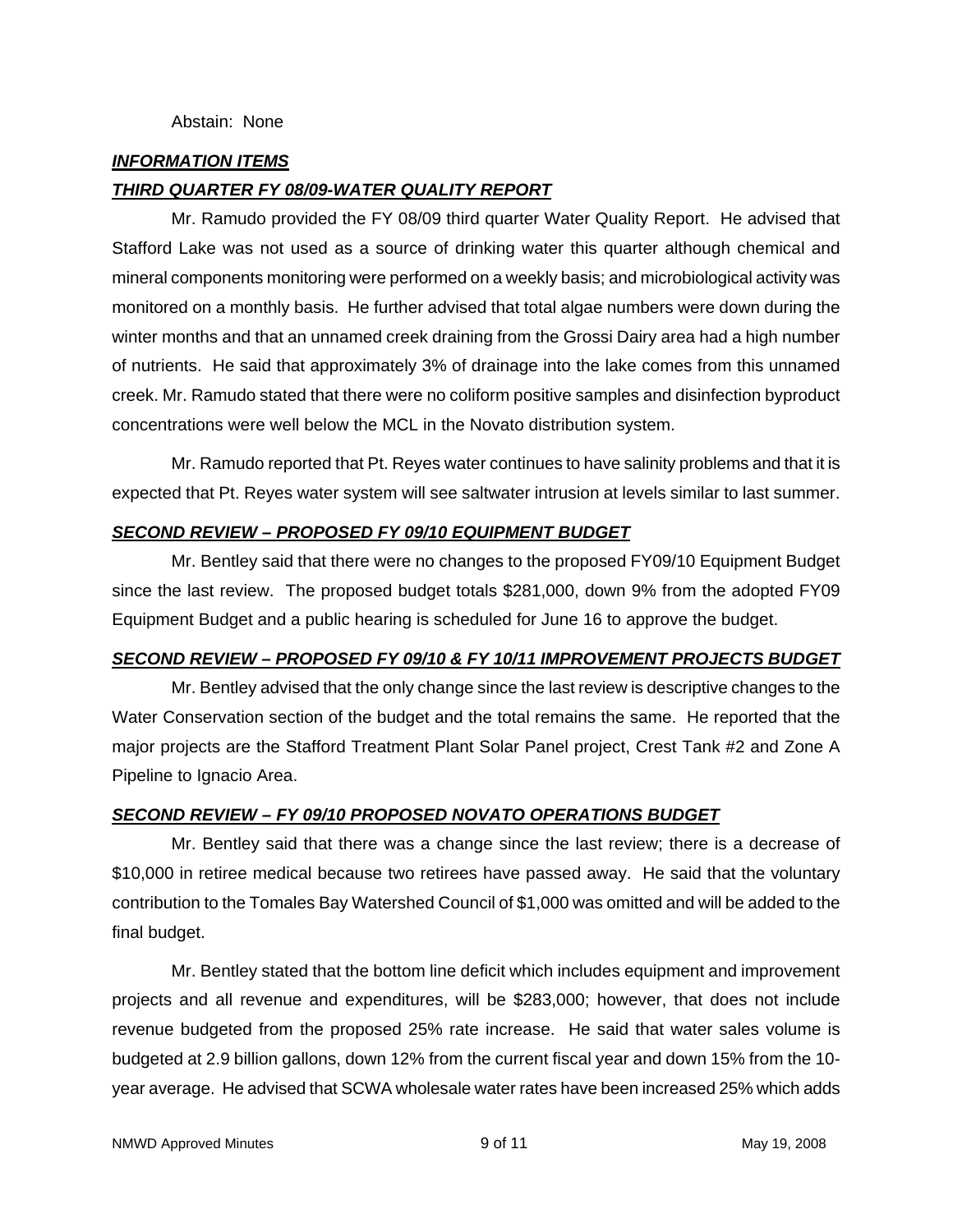Abstain: None

***INFORMATION ITEMS***

***THIRD QUARTER FY 08/09-WATER QUALITY REPORT***

Mr. Ramudo provided the FY 08/09 third quarter Water Quality Report. He advised that Stafford Lake was not used as a source of drinking water this quarter although chemical and mineral components monitoring were performed on a weekly basis; and microbiological activity was monitored on a monthly basis. He further advised that total algae numbers were down during the winter months and that an unnamed creek draining from the Grossi Dairy area had a high number of nutrients. He said that approximately 3% of drainage into the lake comes from this unnamed creek. Mr. Ramudo stated that there were no coliform positive samples and disinfection byproduct concentrations were well below the MCL in the Novato distribution system.

Mr. Ramudo reported that Pt. Reyes water continues to have salinity problems and that it is expected that Pt. Reyes water system will see saltwater intrusion at levels similar to last summer.

***SECOND REVIEW – PROPOSED FY 09/10 EQUIPMENT BUDGET***

Mr. Bentley said that there were no changes to the proposed FY09/10 Equipment Budget since the last review. The proposed budget totals $281,000, down 9% from the adopted FY09 Equipment Budget and a public hearing is scheduled for June 16 to approve the budget.

***SECOND REVIEW – PROPOSED FY 09/10 & FY 10/11 IMPROVEMENT PROJECTS BUDGET***

Mr. Bentley advised that the only change since the last review is descriptive changes to the Water Conservation section of the budget and the total remains the same. He reported that the major projects are the Stafford Treatment Plant Solar Panel project, Crest Tank #2 and Zone A Pipeline to Ignacio Area.

***SECOND REVIEW – FY 09/10 PROPOSED NOVATO OPERATIONS BUDGET***

Mr. Bentley said that there was a change since the last review; there is a decrease of $10,000 in retiree medical because two retirees have passed away. He said that the voluntary contribution to the Tomales Bay Watershed Council of $1,000 was omitted and will be added to the final budget.

Mr. Bentley stated that the bottom line deficit which includes equipment and improvement projects and all revenue and expenditures, will be $283,000; however, that does not include revenue budgeted from the proposed 25% rate increase. He said that water sales volume is budgeted at 2.9 billion gallons, down 12% from the current fiscal year and down 15% from the 10-year average. He advised that SCWA wholesale water rates have been increased 25% which adds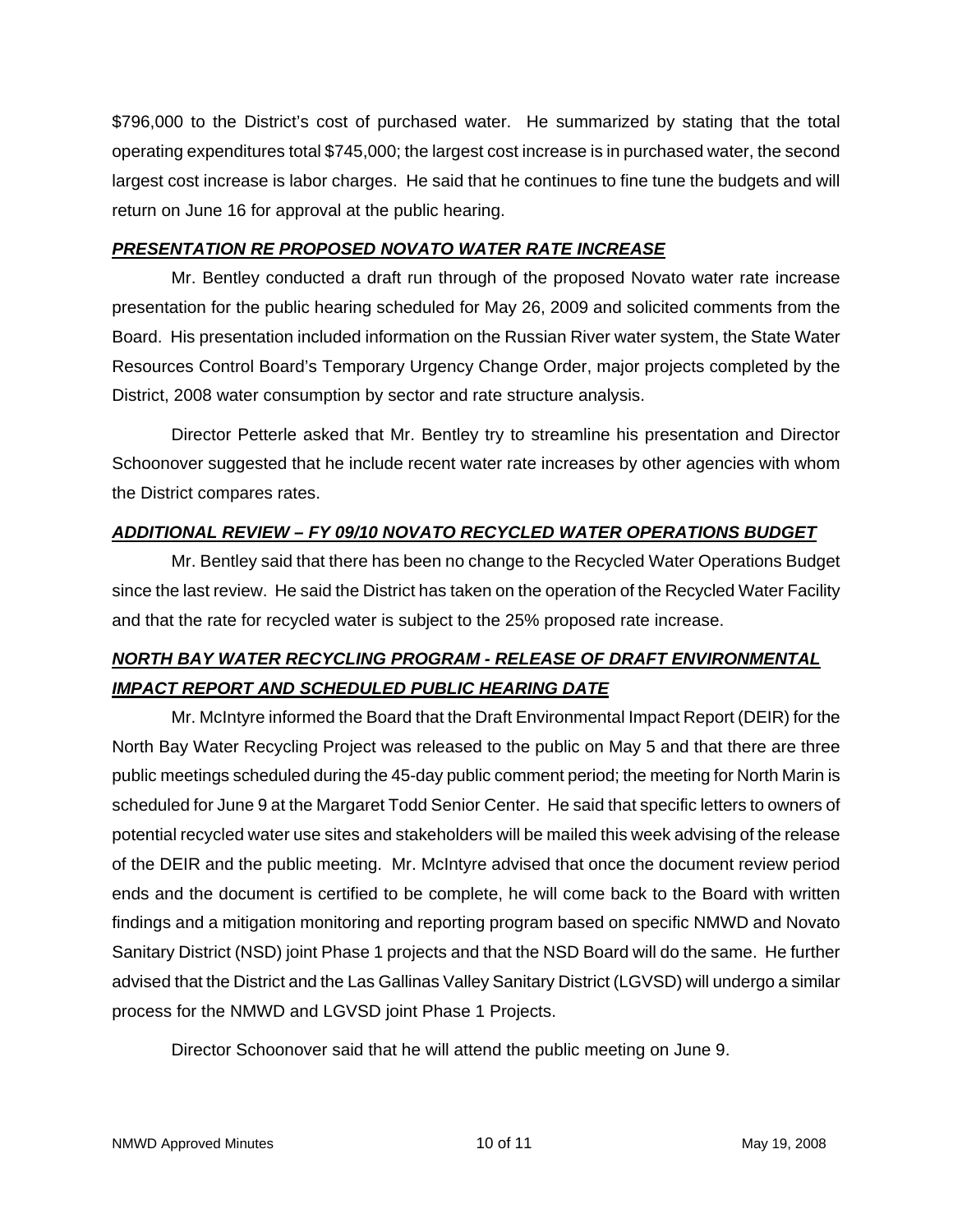$796,000 to the District's cost of purchased water. He summarized by stating that the total operating expenditures total $745,000; the largest cost increase is in purchased water, the second largest cost increase is labor charges. He said that he continues to fine tune the budgets and will return on June 16 for approval at the public hearing.

***PRESENTATION RE PROPOSED NOVATO WATER RATE INCREASE***

Mr. Bentley conducted a draft run through of the proposed Novato water rate increase presentation for the public hearing scheduled for May 26, 2009 and solicited comments from the Board. His presentation included information on the Russian River water system, the State Water Resources Control Board's Temporary Urgency Change Order, major projects completed by the District, 2008 water consumption by sector and rate structure analysis.

Director Petterle asked that Mr. Bentley try to streamline his presentation and Director Schoonover suggested that he include recent water rate increases by other agencies with whom the District compares rates.

***ADDITIONAL REVIEW – FY 09/10 NOVATO RECYCLED WATER OPERATIONS BUDGET***

Mr. Bentley said that there has been no change to the Recycled Water Operations Budget since the last review. He said the District has taken on the operation of the Recycled Water Facility and that the rate for recycled water is subject to the 25% proposed rate increase.

***NORTH BAY WATER RECYCLING PROGRAM - RELEASE OF DRAFT ENVIRONMENTAL IMPACT REPORT AND SCHEDULED PUBLIC HEARING DATE***

Mr. McIntyre informed the Board that the Draft Environmental Impact Report (DEIR) for the North Bay Water Recycling Project was released to the public on May 5 and that there are three public meetings scheduled during the 45-day public comment period; the meeting for North Marin is scheduled for June 9 at the Margaret Todd Senior Center. He said that specific letters to owners of potential recycled water use sites and stakeholders will be mailed this week advising of the release of the DEIR and the public meeting. Mr. McIntyre advised that once the document review period ends and the document is certified to be complete, he will come back to the Board with written findings and a mitigation monitoring and reporting program based on specific NMWD and Novato Sanitary District (NSD) joint Phase 1 projects and that the NSD Board will do the same. He further advised that the District and the Las Gallinas Valley Sanitary District (LGVSD) will undergo a similar process for the NMWD and LGVSD joint Phase 1 Projects.

Director Schoonover said that he will attend the public meeting on June 9.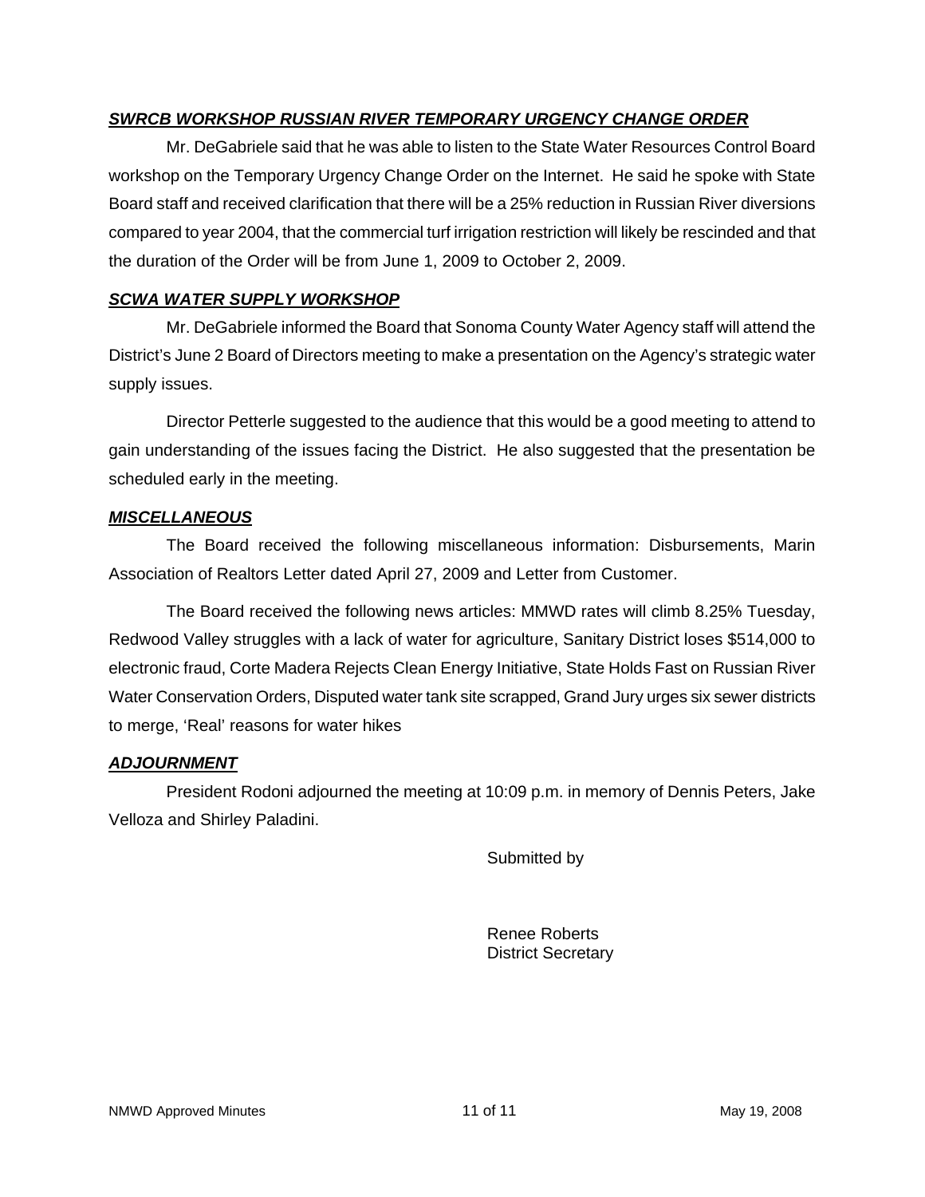***SWRCB WORKSHOP RUSSIAN RIVER TEMPORARY URGENCY CHANGE ORDER***

Mr. DeGabriele said that he was able to listen to the State Water Resources Control Board workshop on the Temporary Urgency Change Order on the Internet. He said he spoke with State Board staff and received clarification that there will be a 25% reduction in Russian River diversions compared to year 2004, that the commercial turf irrigation restriction will likely be rescinded and that the duration of the Order will be from June 1, 2009 to October 2, 2009.

***SCWA WATER SUPPLY WORKSHOP***

Mr. DeGabriele informed the Board that Sonoma County Water Agency staff will attend the District's June 2 Board of Directors meeting to make a presentation on the Agency's strategic water supply issues.

Director Petterle suggested to the audience that this would be a good meeting to attend to gain understanding of the issues facing the District. He also suggested that the presentation be scheduled early in the meeting.

***MISCELLANEOUS***

The Board received the following miscellaneous information: Disbursements, Marin Association of Realtors Letter dated April 27, 2009 and Letter from Customer.

The Board received the following news articles: MMWD rates will climb 8.25% Tuesday, Redwood Valley struggles with a lack of water for agriculture, Sanitary District loses $514,000 to electronic fraud, Corte Madera Rejects Clean Energy Initiative, State Holds Fast on Russian River Water Conservation Orders, Disputed water tank site scrapped, Grand Jury urges six sewer districts to merge, 'Real' reasons for water hikes

***ADJOURNMENT***

President Rodoni adjourned the meeting at 10:09 p.m. in memory of Dennis Peters, Jake Velloza and Shirley Paladini.

Submitted by

Renee Roberts
District Secretary